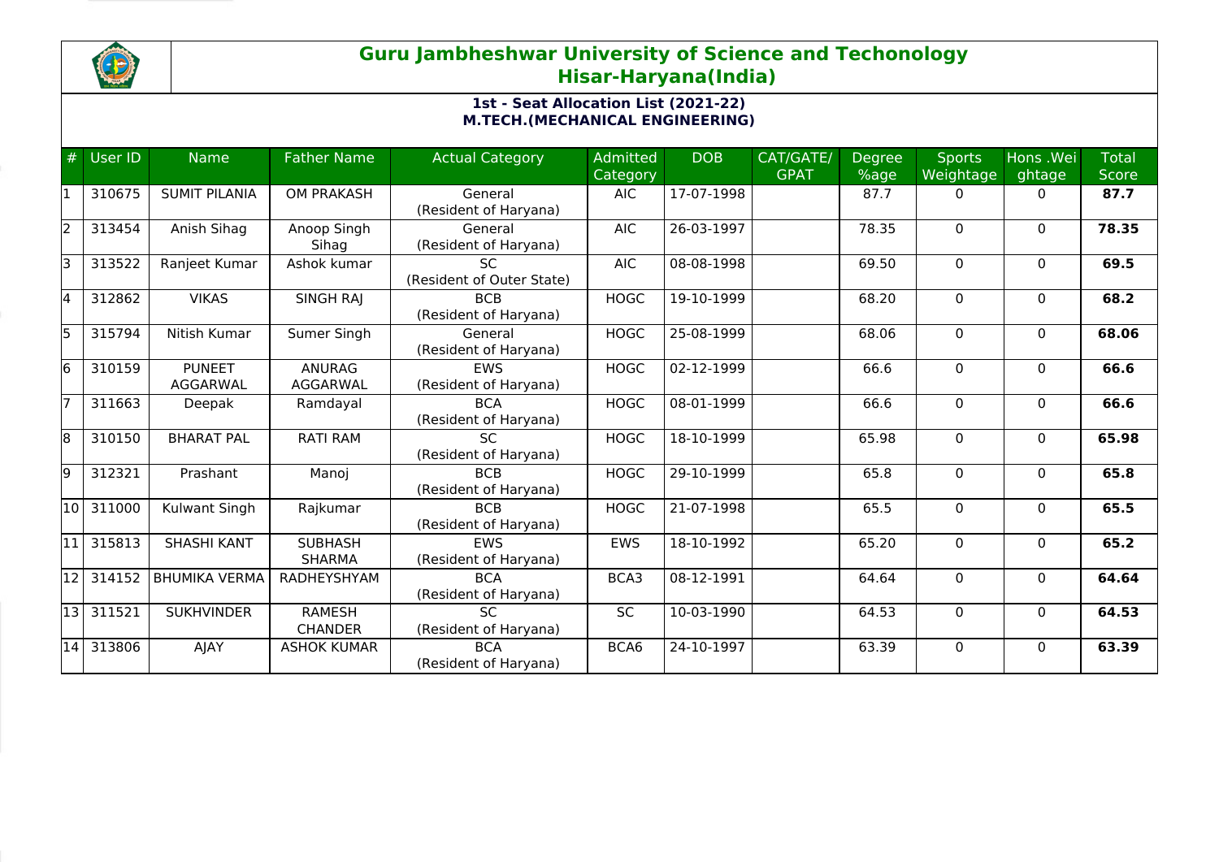# Guru Jambheshwar University of Science and Techonology
## Hisar-Haryana(India)

### 1st - Seat Allocation List (2021-22)
### M.TECH.(MECHANICAL ENGINEERING)

| # | User ID | Name | Father Name | Actual Category | Admitted Category | DOB | CAT/GATE/ GPAT | Degree %age | Sports Weightage | Hons .Weightage | Total Score |
|---|---|---|---|---|---|---|---|---|---|---|---|
| 1 | 310675 | SUMIT PILANIA | OM PRAKASH | General (Resident of Haryana) | AIC | 17-07-1998 | | 87.7 | 0 | 0 | **87.7** |
| 2 | 313454 | Anish Sihag | Anoop Singh Sihag | General (Resident of Haryana) | AIC | 26-03-1997 | | 78.35 | 0 | 0 | **78.35** |
| 3 | 313522 | Ranjeet Kumar | Ashok kumar | SC (Resident of Outer State) | AIC | 08-08-1998 | | 69.50 | 0 | 0 | **69.5** |
| 4 | 312862 | VIKAS | SINGH RAJ | BCB (Resident of Haryana) | HOGC | 19-10-1999 | | 68.20 | 0 | 0 | **68.2** |
| 5 | 315794 | Nitish Kumar | Sumer Singh | General (Resident of Haryana) | HOGC | 25-08-1999 | | 68.06 | 0 | 0 | **68.06** |
| 6 | 310159 | PUNEET AGGARWAL | ANURAG AGGARWAL | EWS (Resident of Haryana) | HOGC | 02-12-1999 | | 66.6 | 0 | 0 | **66.6** |
| 7 | 311663 | Deepak | Ramdayal | BCA (Resident of Haryana) | HOGC | 08-01-1999 | | 66.6 | 0 | 0 | **66.6** |
| 8 | 310150 | BHARAT PAL | RATI RAM | SC (Resident of Haryana) | HOGC | 18-10-1999 | | 65.98 | 0 | 0 | **65.98** |
| 9 | 312321 | Prashant | Manoj | BCB (Resident of Haryana) | HOGC | 29-10-1999 | | 65.8 | 0 | 0 | **65.8** |
| 10 | 311000 | Kulwant Singh | Rajkumar | BCB (Resident of Haryana) | HOGC | 21-07-1998 | | 65.5 | 0 | 0 | **65.5** |
| 11 | 315813 | SHASHI KANT | SUBHASH SHARMA | EWS (Resident of Haryana) | EWS | 18-10-1992 | | 65.20 | 0 | 0 | **65.2** |
| 12 | 314152 | BHUMIKA VERMA | RADHEYSHYAM | BCA (Resident of Haryana) | BCA3 | 08-12-1991 | | 64.64 | 0 | 0 | **64.64** |
| 13 | 311521 | SUKHVINDER | RAMESH CHANDER | SC (Resident of Haryana) | SC | 10-03-1990 | | 64.53 | 0 | 0 | **64.53** |
| 14 | 313806 | AJAY | ASHOK KUMAR | BCA (Resident of Haryana) | BCA6 | 24-10-1997 | | 63.39 | 0 | 0 | **63.39** |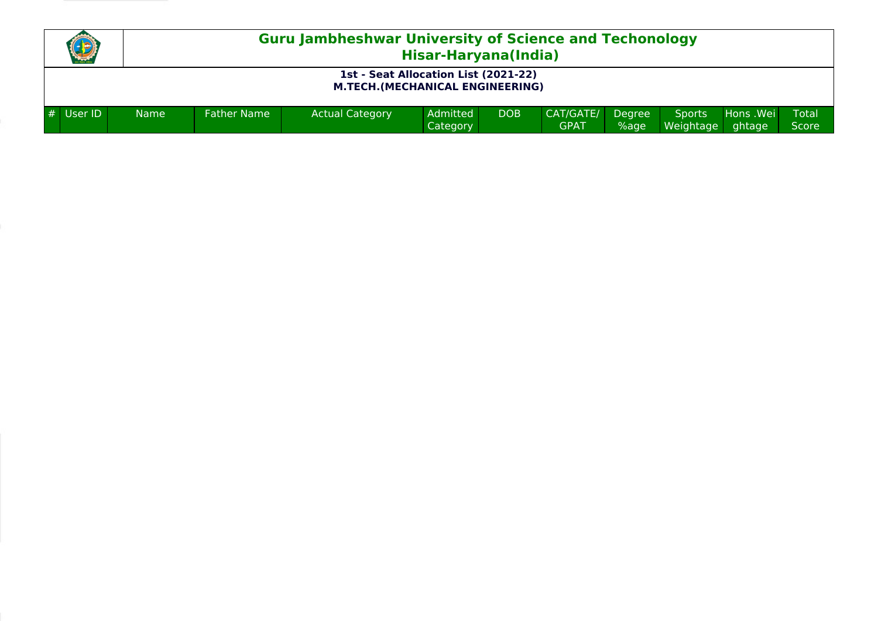# Guru Jambheshwar University of Science and Techonology
## Hisar-Haryana(India)

### 1st - Seat Allocation List (2021-22)
### M.TECH.(MECHANICAL ENGINEERING)

| # | User ID | Name | Father Name | Actual Category | Admitted Category | DOB | CAT/GATE/ GPAT | Degree %age | Sports Weightage | Hons .Weightage | Total Score |
|---|---|---|---|---|---|---|---|---|---|---|---|